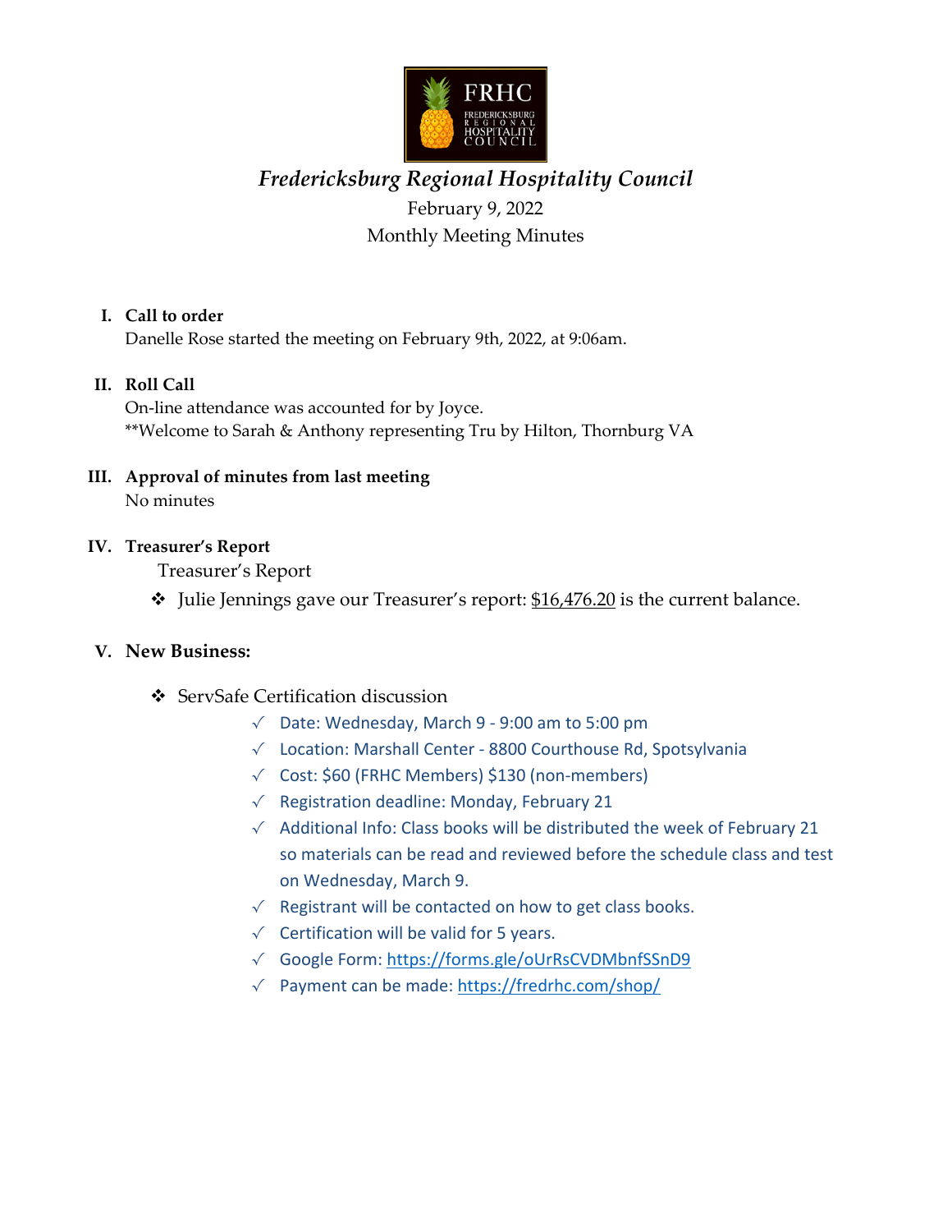# *Fredericksburg Regional Hospitality Council*

February 9, 2022

Monthly Meeting Minutes

I. **Call to order**

Danelle Rose started the meeting on February 9th, 2022, at 9:06am.

II. **Roll Call**

On-line attendance was accounted for by Joyce.

**Welcome to Sarah & Anthony representing Tru by Hilton, Thornburg VA

III. **Approval of minutes from last meeting**

No minutes

IV. **Treasurer's Report**

Treasurer's Report

❖ Julie Jennings gave our Treasurer's report: $16,476.20 is the current balance.

V. **New Business:**

❖ ServSafe Certification discussion

- √ Date: Wednesday, March 9 - 9:00 am to 5:00 pm
- √ Location: Marshall Center - 8800 Courthouse Rd, Spotsylvania
- √ Cost: $60 (FRHC Members) $130 (non-members)
- √ Registration deadline: Monday, February 21
- √ Additional Info: Class books will be distributed the week of February 21 so materials can be read and reviewed before the schedule class and test on Wednesday, March 9.
- √ Registrant will be contacted on how to get class books.
- √ Certification will be valid for 5 years.
- √ Google Form: https://forms.gle/oUrRsCVDMbnfSSnD9
- √ Payment can be made: https://fredrhc.com/shop/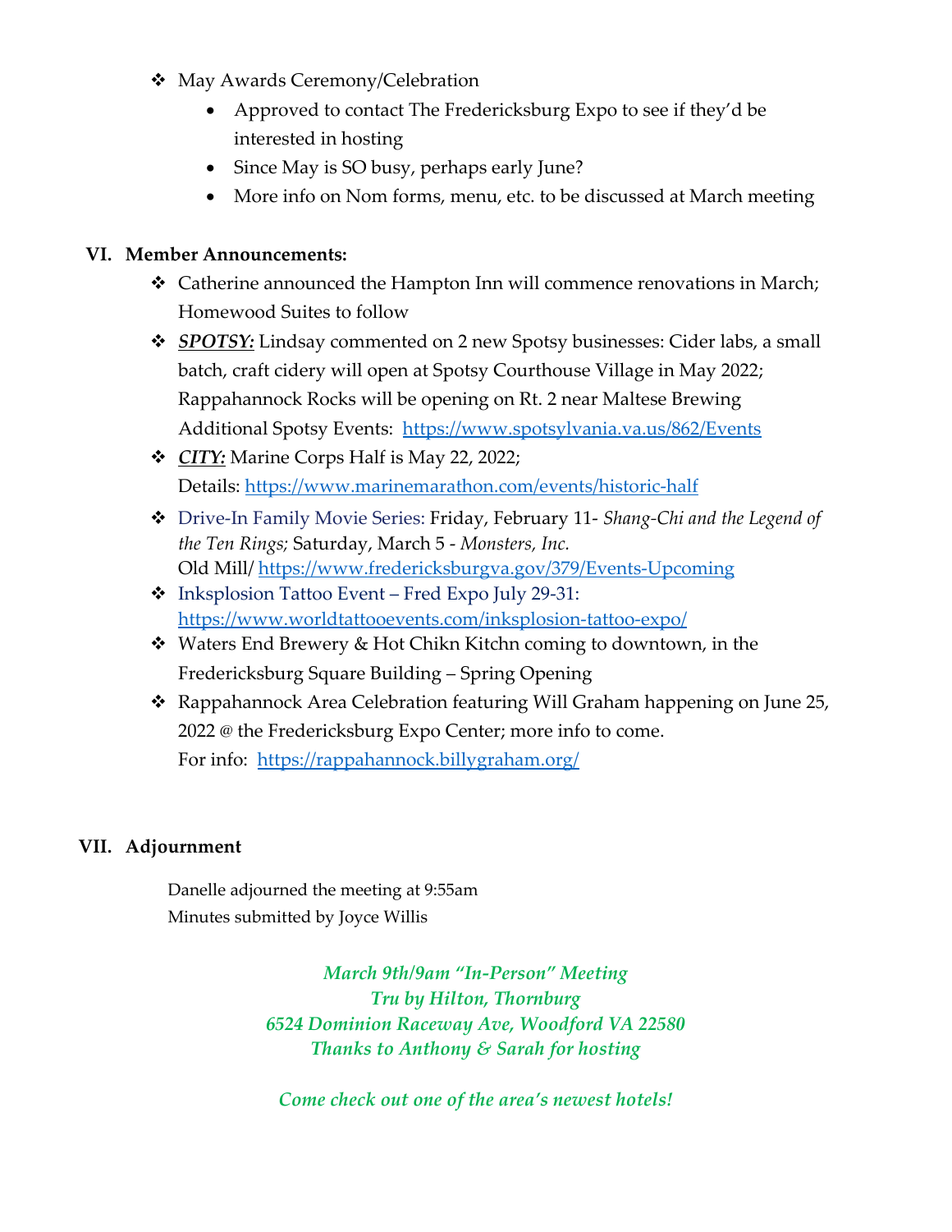- May Awards Ceremony/Celebration
  - Approved to contact The Fredericksburg Expo to see if they'd be interested in hosting
  - Since May is SO busy, perhaps early June?
  - More info on Nom forms, menu, etc. to be discussed at March meeting

## VI. Member Announcements:

- Catherine announced the Hampton Inn will commence renovations in March; Homewood Suites to follow
- ***SPOTSY:*** Lindsay commented on 2 new Spotsy businesses: Cider labs, a small batch, craft cidery will open at Spotsy Courthouse Village in May 2022; Rappahannock Rocks will be opening on Rt. 2 near Maltese Brewing
  Additional Spotsy Events: https://www.spotsylvania.va.us/862/Events
- ***CITY:*** Marine Corps Half is May 22, 2022;
  Details: https://www.marinemarathon.com/events/historic-half
- Drive-In Family Movie Series: Friday, February 11- *Shang-Chi and the Legend of the Ten Rings;* Saturday, March 5 - *Monsters, Inc.*
  Old Mill/ https://www.fredericksburgva.gov/379/Events-Upcoming
- Inksplosion Tattoo Event – Fred Expo July 29-31:
  https://www.worldtattooevents.com/inksplosion-tattoo-expo/
- Waters End Brewery & Hot Chikn Kitchn coming to downtown, in the Fredericksburg Square Building – Spring Opening
- Rappahannock Area Celebration featuring Will Graham happening on June 25, 2022 @ the Fredericksburg Expo Center; more info to come.
  For info: https://rappahannock.billygraham.org/

## VII. Adjournment

Danelle adjourned the meeting at 9:55am
Minutes submitted by Joyce Willis

***March 9th/9am "In-Person" Meeting***
***Tru by Hilton, Thornburg***
***6524 Dominion Raceway Ave, Woodford VA 22580***
***Thanks to Anthony & Sarah for hosting***

***Come check out one of the area's newest hotels!***